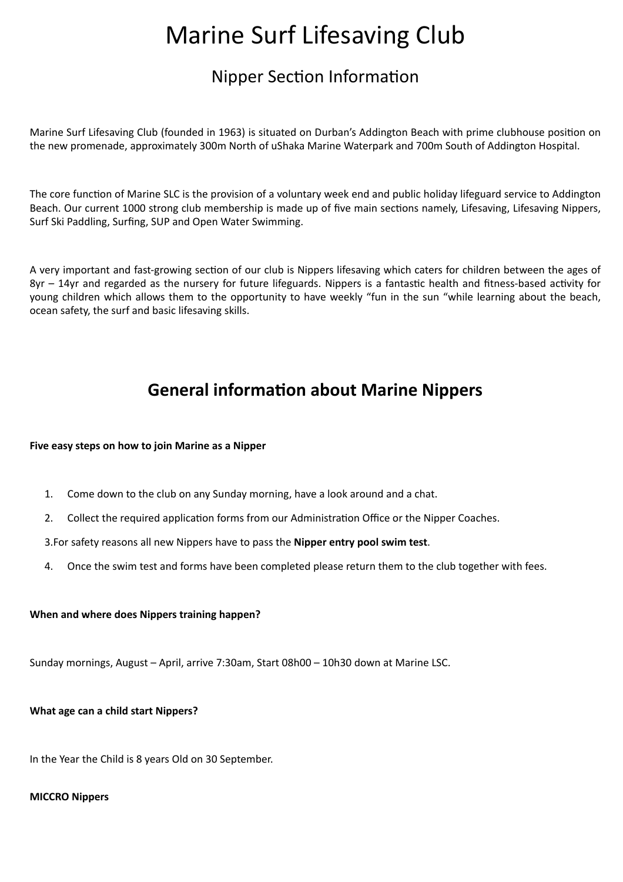# Marine Surf Lifesaving Club

## Nipper Section Information

Marine Surf Lifesaving Club (founded in 1963) is situated on Durban's Addington Beach with prime clubhouse position on the new promenade, approximately 300m North of uShaka Marine Waterpark and 700m South of Addington Hospital.

The core function of Marine SLC is the provision of a voluntary week end and public holiday lifeguard service to Addington Beach. Our current 1000 strong club membership is made up of five main sections namely, Lifesaving, Lifesaving Nippers, Surf Ski Paddling, Surfing, SUP and Open Water Swimming.

A very important and fast-growing section of our club is Nippers lifesaving which caters for children between the ages of 8yr – 14yr and regarded as the nursery for future lifeguards. Nippers is a fantastic health and fitness-based activity for young children which allows them to the opportunity to have weekly "fun in the sun "while learning about the beach, ocean safety, the surf and basic lifesaving skills.

## General information about Marine Nippers

**Five easy steps on how to join Marine as a Nipper**

1. Come down to the club on any Sunday morning, have a look around and a chat.
2. Collect the required application forms from our Administration Office or the Nipper Coaches.
3. For safety reasons all new Nippers have to pass the **Nipper entry pool swim test**.
4. Once the swim test and forms have been completed please return them to the club together with fees.

**When and where does Nippers training happen?**

Sunday mornings, August – April, arrive 7:30am, Start 08h00 – 10h30 down at Marine LSC.

**What age can a child start Nippers?**

In the Year the Child is 8 years Old on 30 September.

**MICCRO Nippers**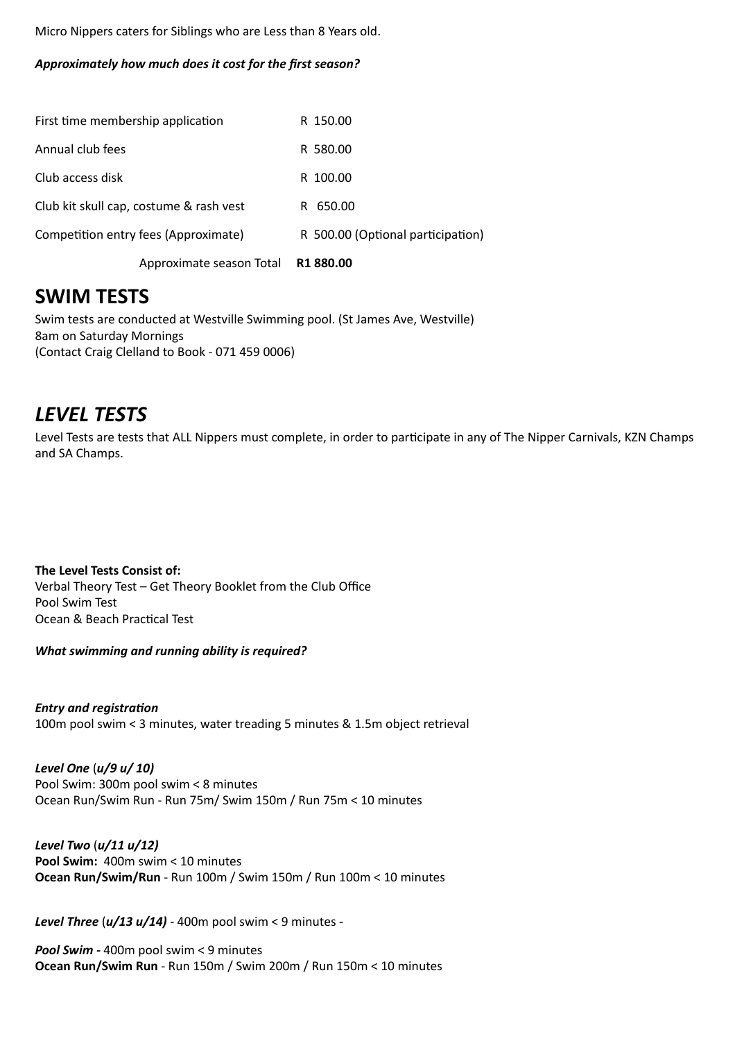Micro Nippers caters for Siblings who are Less than 8 Years old.

***Approximately how much does it cost for the first season?***

| | |
|---|---|
| First time membership application | R 150.00 |
| Annual club fees | R 580.00 |
| Club access disk | R 100.00 |
| Club kit skull cap, costume & rash vest | R 650.00 |
| Competition entry fees (Approximate) | R 500.00 (Optional participation) |
| Approximate season Total | **R1 880.00** |

## SWIM TESTS

Swim tests are conducted at Westville Swimming pool. (St James Ave, Westville)
8am on Saturday Mornings
(Contact Craig Clelland to Book - 071 459 0006)

## *LEVEL TESTS*

Level Tests are tests that ALL Nippers must complete, in order to participate in any of The Nipper Carnivals, KZN Champs and SA Champs.

**The Level Tests Consist of:**
Verbal Theory Test – Get Theory Booklet from the Club Office
Pool Swim Test
Ocean & Beach Practical Test

***What swimming and running ability is required?***

***Entry and registration***
100m pool swim < 3 minutes, water treading 5 minutes & 1.5m object retrieval

***Level One*** (***u/9 u/ 10)***
Pool Swim: 300m pool swim < 8 minutes
Ocean Run/Swim Run - Run 75m/ Swim 150m / Run 75m < 10 minutes

***Level Two*** (***u/11 u/12)***
**Pool Swim:** 400m swim < 10 minutes
**Ocean Run/Swim/Run** - Run 100m / Swim 150m / Run 100m < 10 minutes

***Level Three*** (***u/13 u/14)*** - 400m pool swim < 9 minutes -

***Pool Swim -*** 400m pool swim < 9 minutes
**Ocean Run/Swim Run** - Run 150m / Swim 200m / Run 150m < 10 minutes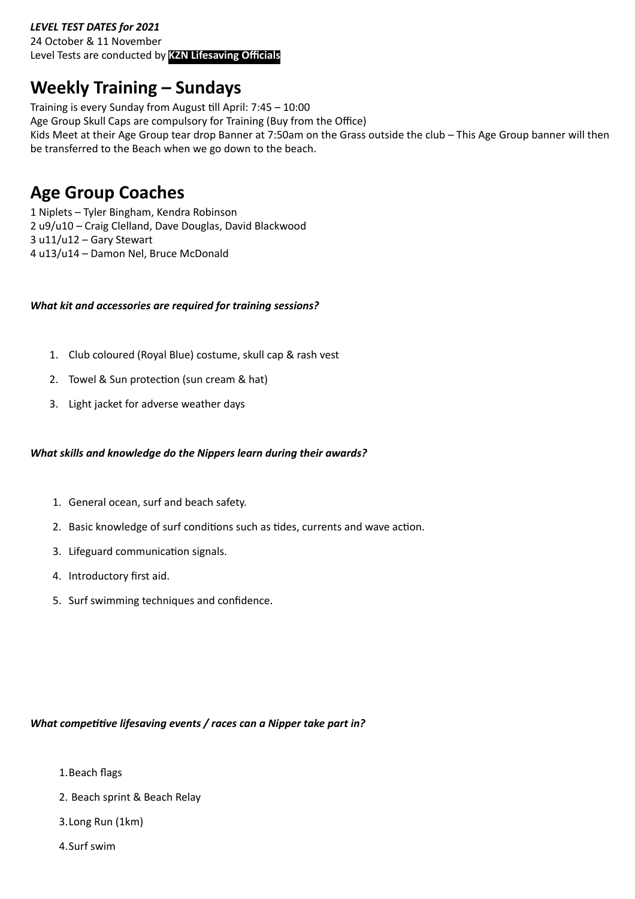***LEVEL TEST DATES for 2021***
24 October & 11 November
Level Tests are conducted by **KZN Lifesaving Officials**

## Weekly Training – Sundays

Training is every Sunday from August till April: 7:45 – 10:00
Age Group Skull Caps are compulsory for Training (Buy from the Office)
Kids Meet at their Age Group tear drop Banner at 7:50am on the Grass outside the club – This Age Group banner will then be transferred to the Beach when we go down to the beach.

## Age Group Coaches

1 Niplets – Tyler Bingham, Kendra Robinson
2 u9/u10 – Craig Clelland, Dave Douglas, David Blackwood
3 u11/u12 – Gary Stewart
4 u13/u14 – Damon Nel, Bruce McDonald

***What kit and accessories are required for training sessions?***

1. Club coloured (Royal Blue) costume, skull cap & rash vest
2. Towel & Sun protection (sun cream & hat)
3. Light jacket for adverse weather days

***What skills and knowledge do the Nippers learn during their awards?***

1. General ocean, surf and beach safety.
2. Basic knowledge of surf conditions such as tides, currents and wave action.
3. Lifeguard communication signals.
4. Introductory first aid.
5. Surf swimming techniques and confidence.

***What competitive lifesaving events / races can a Nipper take part in?***

1. Beach flags
2. Beach sprint & Beach Relay
3. Long Run (1km)
4. Surf swim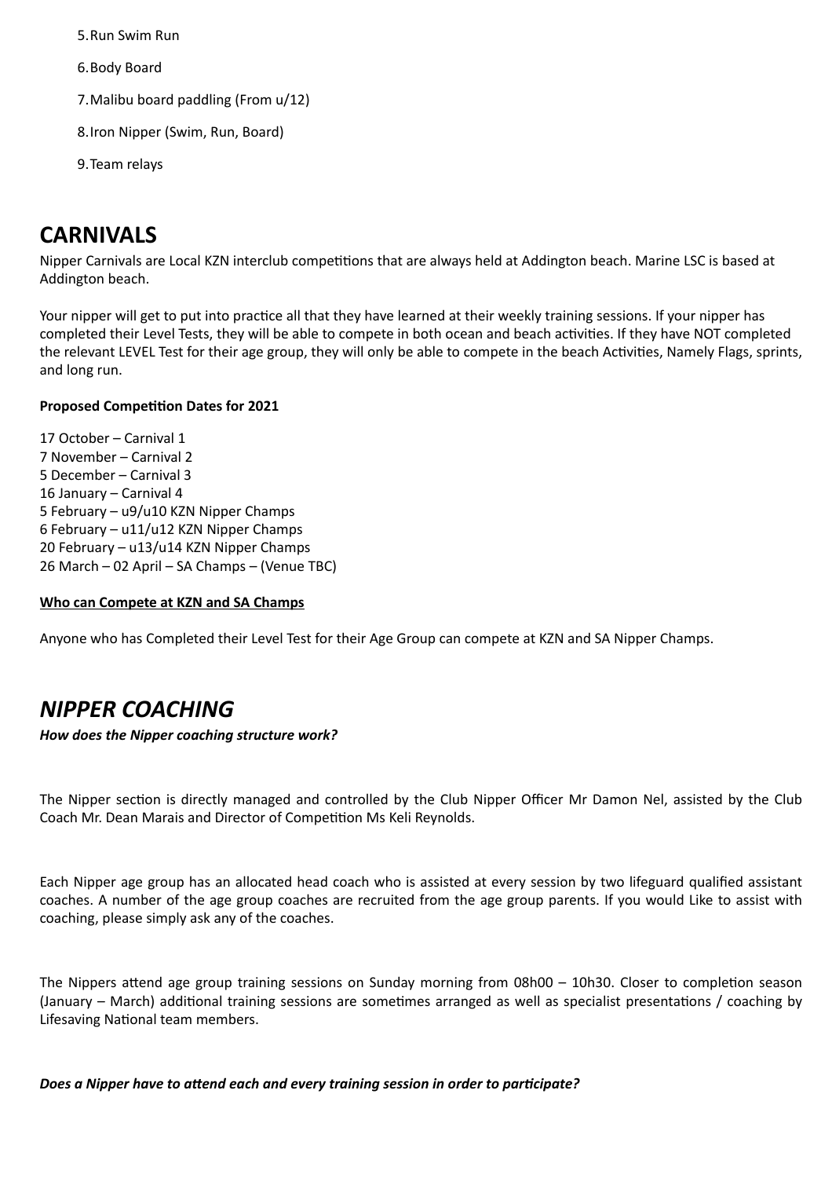5. Run Swim Run
6. Body Board
7. Malibu board paddling (From u/12)
8. Iron Nipper (Swim, Run, Board)
9. Team relays

## CARNIVALS

Nipper Carnivals are Local KZN interclub competitions that are always held at Addington beach. Marine LSC is based at Addington beach.

Your nipper will get to put into practice all that they have learned at their weekly training sessions. If your nipper has completed their Level Tests, they will be able to compete in both ocean and beach activities. If they have NOT completed the relevant LEVEL Test for their age group, they will only be able to compete in the beach Activities, Namely Flags, sprints, and long run.

**Proposed Competition Dates for 2021**

17 October – Carnival 1
7 November – Carnival 2
5 December – Carnival 3
16 January – Carnival 4
5 February – u9/u10 KZN Nipper Champs
6 February – u11/u12 KZN Nipper Champs
20 February – u13/u14 KZN Nipper Champs
26 March – 02 April – SA Champs – (Venue TBC)

**Who can Compete at KZN and SA Champs**

Anyone who has Completed their Level Test for their Age Group can compete at KZN and SA Nipper Champs.

## *NIPPER COACHING*

***How does the Nipper coaching structure work?***

The Nipper section is directly managed and controlled by the Club Nipper Officer Mr Damon Nel, assisted by the Club Coach Mr. Dean Marais and Director of Competition Ms Keli Reynolds.

Each Nipper age group has an allocated head coach who is assisted at every session by two lifeguard qualified assistant coaches. A number of the age group coaches are recruited from the age group parents. If you would Like to assist with coaching, please simply ask any of the coaches.

The Nippers attend age group training sessions on Sunday morning from 08h00 – 10h30. Closer to completion season (January – March) additional training sessions are sometimes arranged as well as specialist presentations / coaching by Lifesaving National team members.

***Does a Nipper have to attend each and every training session in order to participate?***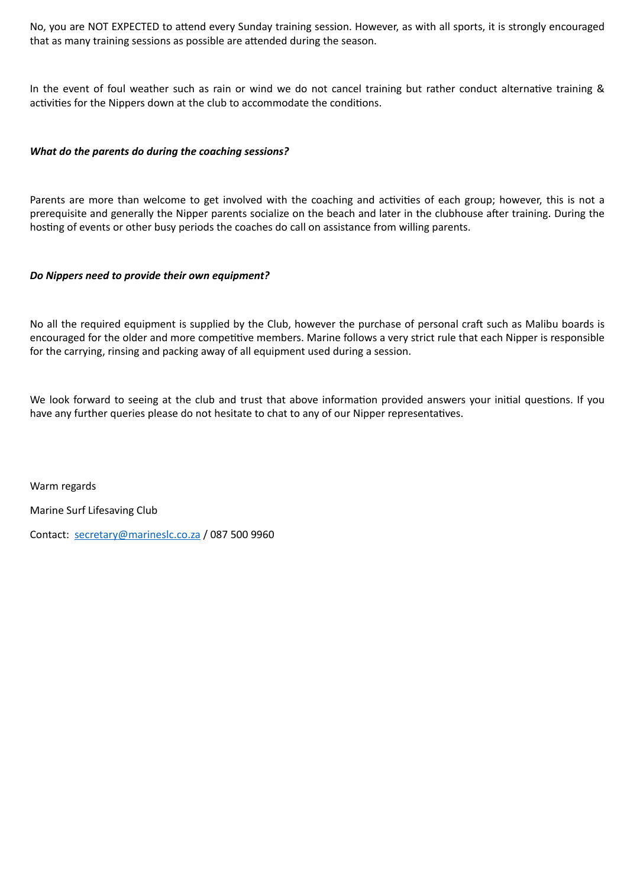No, you are NOT EXPECTED to attend every Sunday training session. However, as with all sports, it is strongly encouraged that as many training sessions as possible are attended during the season.

In the event of foul weather such as rain or wind we do not cancel training but rather conduct alternative training & activities for the Nippers down at the club to accommodate the conditions.

***What do the parents do during the coaching sessions?***

Parents are more than welcome to get involved with the coaching and activities of each group; however, this is not a prerequisite and generally the Nipper parents socialize on the beach and later in the clubhouse after training. During the hosting of events or other busy periods the coaches do call on assistance from willing parents.

***Do Nippers need to provide their own equipment?***

No all the required equipment is supplied by the Club, however the purchase of personal craft such as Malibu boards is encouraged for the older and more competitive members. Marine follows a very strict rule that each Nipper is responsible for the carrying, rinsing and packing away of all equipment used during a session.

We look forward to seeing at the club and trust that above information provided answers your initial questions. If you have any further queries please do not hesitate to chat to any of our Nipper representatives.

Warm regards

Marine Surf Lifesaving Club

Contact: [secretary@marineslc.co.za](mailto:secretary@marineslc.co.za) / 087 500 9960